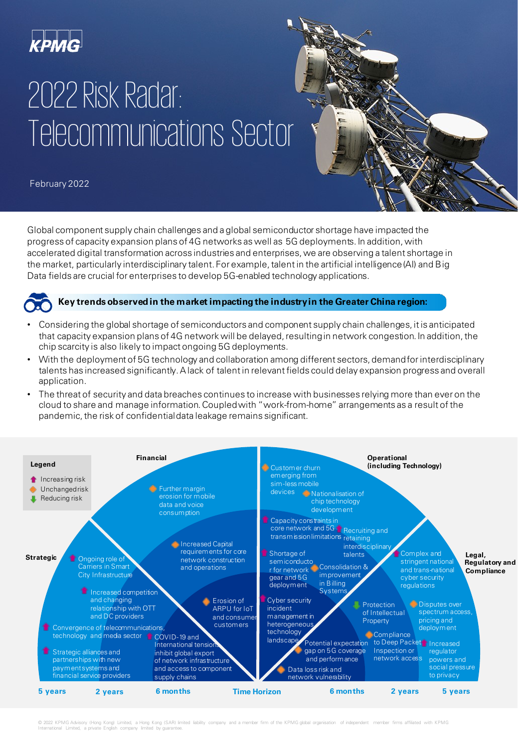KPMG

# 2022 Risk Radar: Telecommunications Sector

February 2022

Global component supply chain challenges and a global semiconductor shortage have impacted the progress of capacity expansion plans of 4G networks as well as 5G deployments. In addition, with accelerated digital transformation across industries and enterprises, we are observing a talent shortage in the market, particularly interdisciplinary talent. For example, talent in the artificial intelligence (AI) and Big Data fields are crucial for enterprises to develop 5G-enabled technology applications.

## Key trends observed in the market impacting the industry in the Greater China region:

- Considering the global shortage of semiconductors and component supply chain challenges, it is anticipated that capacity expansion plans of 4G network will be delayed, resulting in network congestion. In addition, the chip scarcity is also likely to impact ongoing 5G deployments.
- With the deployment of 5G technology and collaboration among different sectors, demand for interdisciplinary talents has increased significantly. A lack of talent in relevant fields could delay expansion progress and overall application.
- The threat of security and data breaches continues to increase with businesses relying more than ever on the cloud to share and manage information. Coupled with "work-from-home" arrangements as a result of the pandemic, the risk of confidential data leakage remains significant.

**Legend**

- Increasing risk
- Unchanged risk
- Reducing risk

**Strategic**

- Ongoing role of Carriers in Smart City Infrastructure (Increasing)
- Increased competition and changing relationship with OTT and DC providers (Increasing)
- Convergence of telecommunications, technology and media sector (Increasing)
- Strategic alliances and partnerships with new payment systems and financial service providers (Increasing)

**Financial**

- Further margin erosion for mobile data and voice consumption (Unchanged)
- Increased Capital requirements for core network construction and operations (Unchanged)
- Erosion of ARPU for IoT and consumer customers (Unchanged)
- COVID-19 and International tensions inhibit global export of network infrastructure and access to component supply chains (Increasing)

**Operational (including Technology)**

- Customer churn emerging from sim-less mobile devices (Unchanged)
- Nationalisation of chip technology development (Unchanged)
- Capacity constraints in core network and 5G transmission limitations (Increasing)
- Recruiting and retaining interdisciplinary talents (Increasing)
- Shortage of semiconductor for network gear and 5G deployment (Increasing)
- Consolidation & improvement in Billing Systems (Unchanged)
- Cyber security incident management in heterogeneous technology landscape (Increasing)
- Potential expectation gap on 5G coverage and performance (Unchanged)
- Data loss risk and network vulnerability (Unchanged)

**Legal, Regulatory and Compliance**

- Complex and stringent national and trans-national cyber security regulations (Unchanged)
- Protection of Intellectual Property (Reducing)
- Disputes over spectrum access, pricing and deployment (Unchanged)
- Compliance to Deep Packet Inspection or network access (Unchanged)
- Increased regulator powers and social pressure to privacy (Increasing)

**Time Horizon:** 5 years | 2 years | 6 months | 6 months | 2 years | 5 years

© 2022 KPMG Advisory (Hong Kong) Limited, a Hong Kong (SAR) limited liability company and a member firm of the KPMG global organisation of independent member firms affiliated with KPMG International Limited, a private English company limited by guarantee.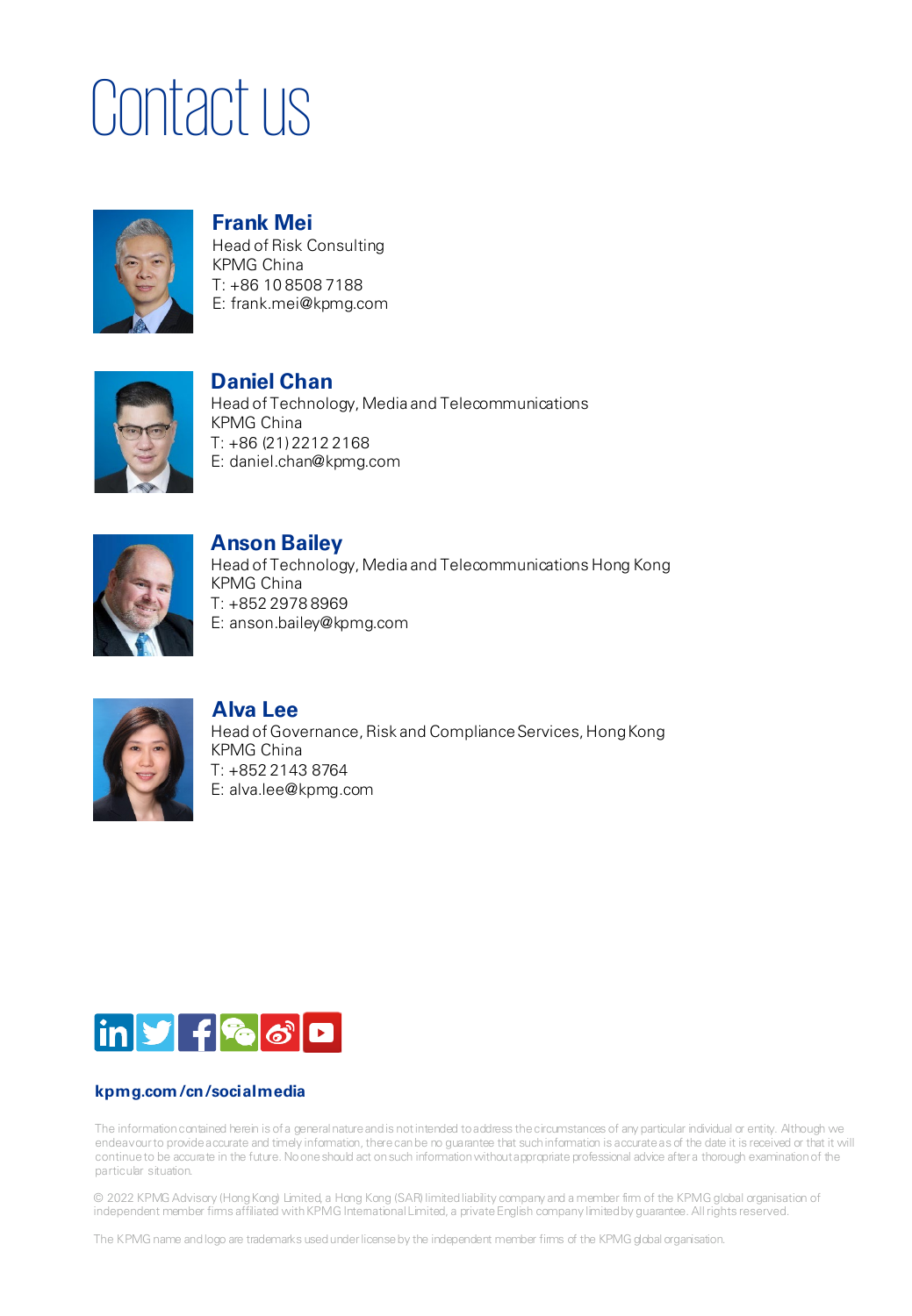# Contact us

**Frank Mei**
Head of Risk Consulting
KPMG China
T: +86 10 8508 7188
E: frank.mei@kpmg.com

**Daniel Chan**
Head of Technology, Media and Telecommunications
KPMG China
T: +86 (21) 2212 2168
E: daniel.chan@kpmg.com

**Anson Bailey**
Head of Technology, Media and Telecommunications Hong Kong
KPMG China
T: +852 2978 8969
E: anson.bailey@kpmg.com

**Alva Lee**
Head of Governance, Risk and Compliance Services, Hong Kong
KPMG China
T: +852 2143 8764
E: alva.lee@kpmg.com

**kpmg.com/cn/socialmedia**

The information contained herein is of a general nature and is not intended to address the circumstances of any particular individual or entity. Although we endeavour to provide accurate and timely information, there can be no guarantee that such information is accurate as of the date it is received or that it will continue to be accurate in the future. No one should act on such information without appropriate professional advice after a thorough examination of the particular situation.

© 2022 KPMG Advisory (Hong Kong) Limited, a Hong Kong (SAR) limited liability company and a member firm of the KPMG global organisation of independent member firms affiliated with KPMG International Limited, a private English company limited by guarantee. All rights reserved.

The KPMG name and logo are trademarks used under license by the independent member firms of the KPMG global organisation.